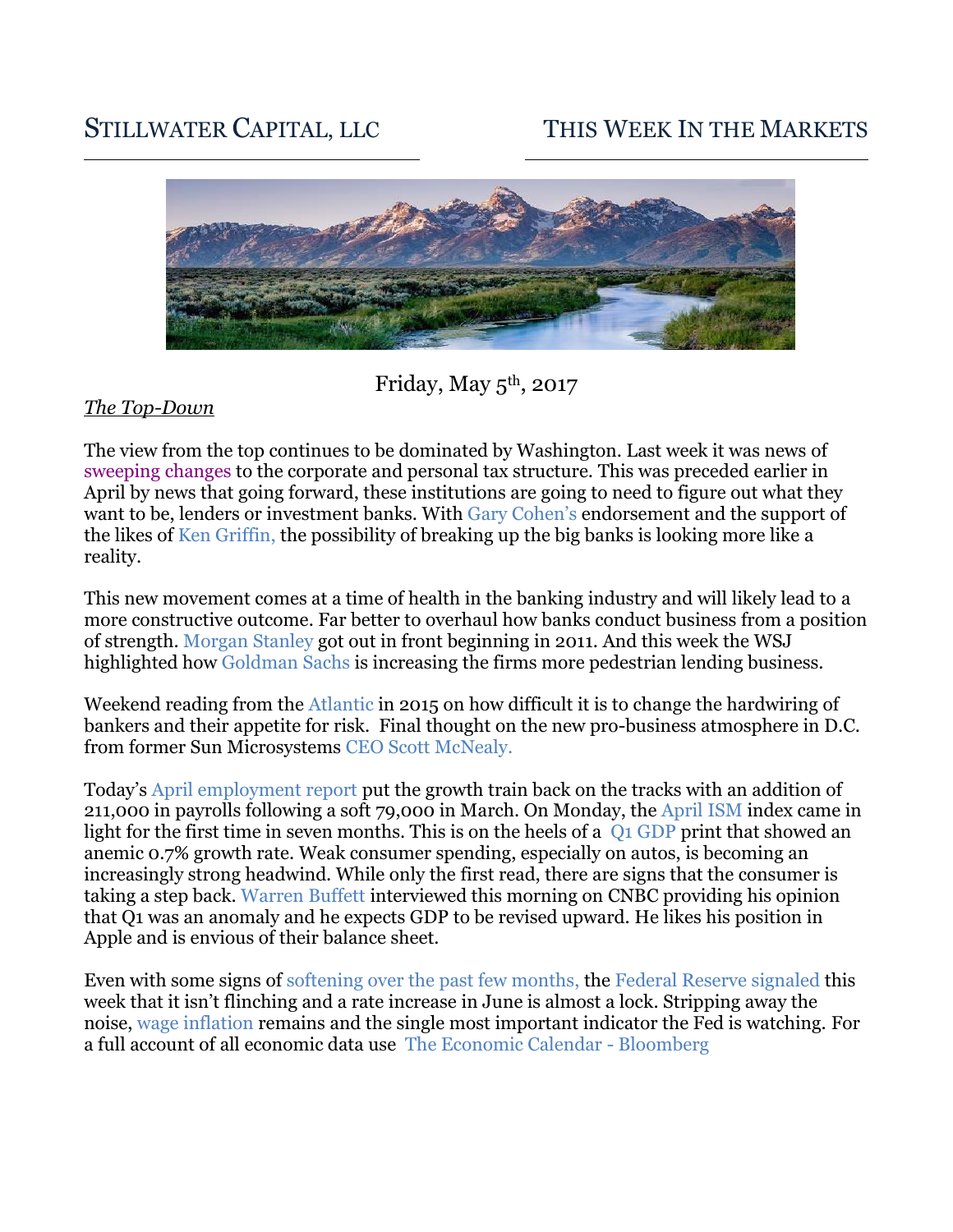# Stillwater Capital, LLC

# This Week In the Markets

Friday, May 5th, 2017

*The Top-Down*

The view from the top continues to be dominated by Washington. Last week it was news of sweeping changes to the corporate and personal tax structure. This was preceded earlier in April by news that going forward, these institutions are going to need to figure out what they want to be, lenders or investment banks. With Gary Cohen's endorsement and the support of the likes of Ken Griffin, the possibility of breaking up the big banks is looking more like a reality.

This new movement comes at a time of health in the banking industry and will likely lead to a more constructive outcome. Far better to overhaul how banks conduct business from a position of strength. Morgan Stanley got out in front beginning in 2011. And this week the WSJ highlighted how Goldman Sachs is increasing the firms more pedestrian lending business.

Weekend reading from the Atlantic in 2015 on how difficult it is to change the hardwiring of bankers and their appetite for risk. Final thought on the new pro-business atmosphere in D.C. from former Sun Microsystems CEO Scott McNealy.

Today's April employment report put the growth train back on the tracks with an addition of 211,000 in payrolls following a soft 79,000 in March. On Monday, the April ISM index came in light for the first time in seven months. This is on the heels of a Q1 GDP print that showed an anemic 0.7% growth rate. Weak consumer spending, especially on autos, is becoming an increasingly strong headwind. While only the first read, there are signs that the consumer is taking a step back. Warren Buffett interviewed this morning on CNBC providing his opinion that Q1 was an anomaly and he expects GDP to be revised upward. He likes his position in Apple and is envious of their balance sheet.

Even with some signs of softening over the past few months, the Federal Reserve signaled this week that it isn't flinching and a rate increase in June is almost a lock. Stripping away the noise, wage inflation remains and the single most important indicator the Fed is watching. For a full account of all economic data use The Economic Calendar - Bloomberg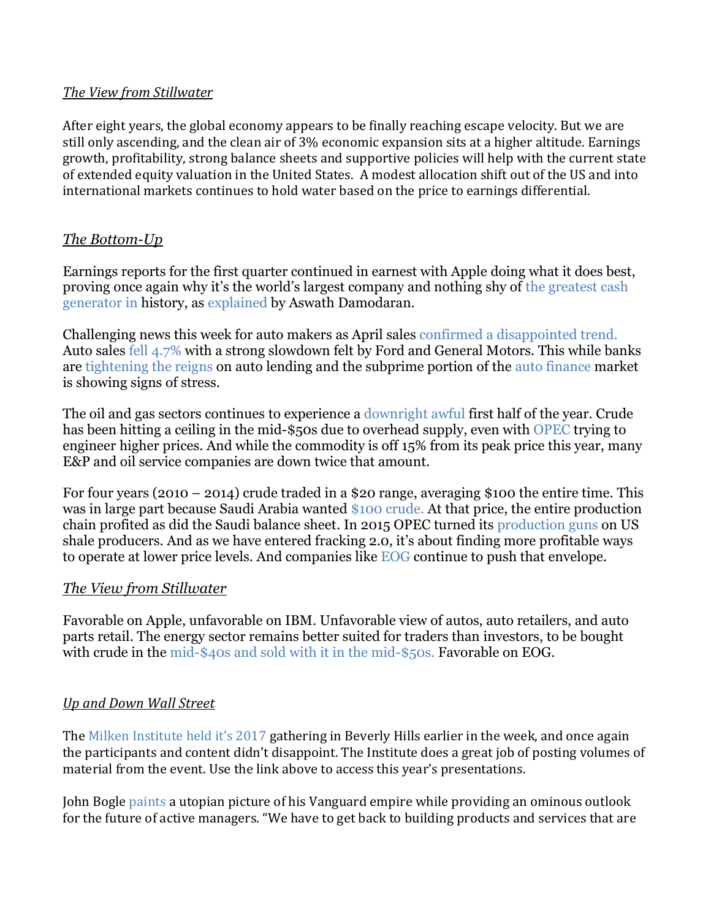*The View from Stillwater*

After eight years, the global economy appears to be finally reaching escape velocity. But we are still only ascending, and the clean air of 3% economic expansion sits at a higher altitude. Earnings growth, profitability, strong balance sheets and supportive policies will help with the current state of extended equity valuation in the United States. A modest allocation shift out of the US and into international markets continues to hold water based on the price to earnings differential.

*The Bottom-Up*

Earnings reports for the first quarter continued in earnest with Apple doing what it does best, proving once again why it's the world's largest company and nothing shy of the greatest cash generator in history, as explained by Aswath Damodaran.

Challenging news this week for auto makers as April sales confirmed a disappointed trend. Auto sales fell 4.7% with a strong slowdown felt by Ford and General Motors. This while banks are tightening the reigns on auto lending and the subprime portion of the auto finance market is showing signs of stress.

The oil and gas sectors continues to experience a downright awful first half of the year. Crude has been hitting a ceiling in the mid-$50s due to overhead supply, even with OPEC trying to engineer higher prices. And while the commodity is off 15% from its peak price this year, many E&P and oil service companies are down twice that amount.

For four years (2010 – 2014) crude traded in a $20 range, averaging $100 the entire time. This was in large part because Saudi Arabia wanted $100 crude. At that price, the entire production chain profited as did the Saudi balance sheet. In 2015 OPEC turned its production guns on US shale producers. And as we have entered fracking 2.0, it's about finding more profitable ways to operate at lower price levels. And companies like EOG continue to push that envelope.

*The View from Stillwater*

Favorable on Apple, unfavorable on IBM. Unfavorable view of autos, auto retailers, and auto parts retail. The energy sector remains better suited for traders than investors, to be bought with crude in the mid-$40s and sold with it in the mid-$50s. Favorable on EOG.

*Up and Down Wall Street*

The Milken Institute held it's 2017 gathering in Beverly Hills earlier in the week, and once again the participants and content didn't disappoint. The Institute does a great job of posting volumes of material from the event. Use the link above to access this year's presentations.

John Bogle paints a utopian picture of his Vanguard empire while providing an ominous outlook for the future of active managers. "We have to get back to building products and services that are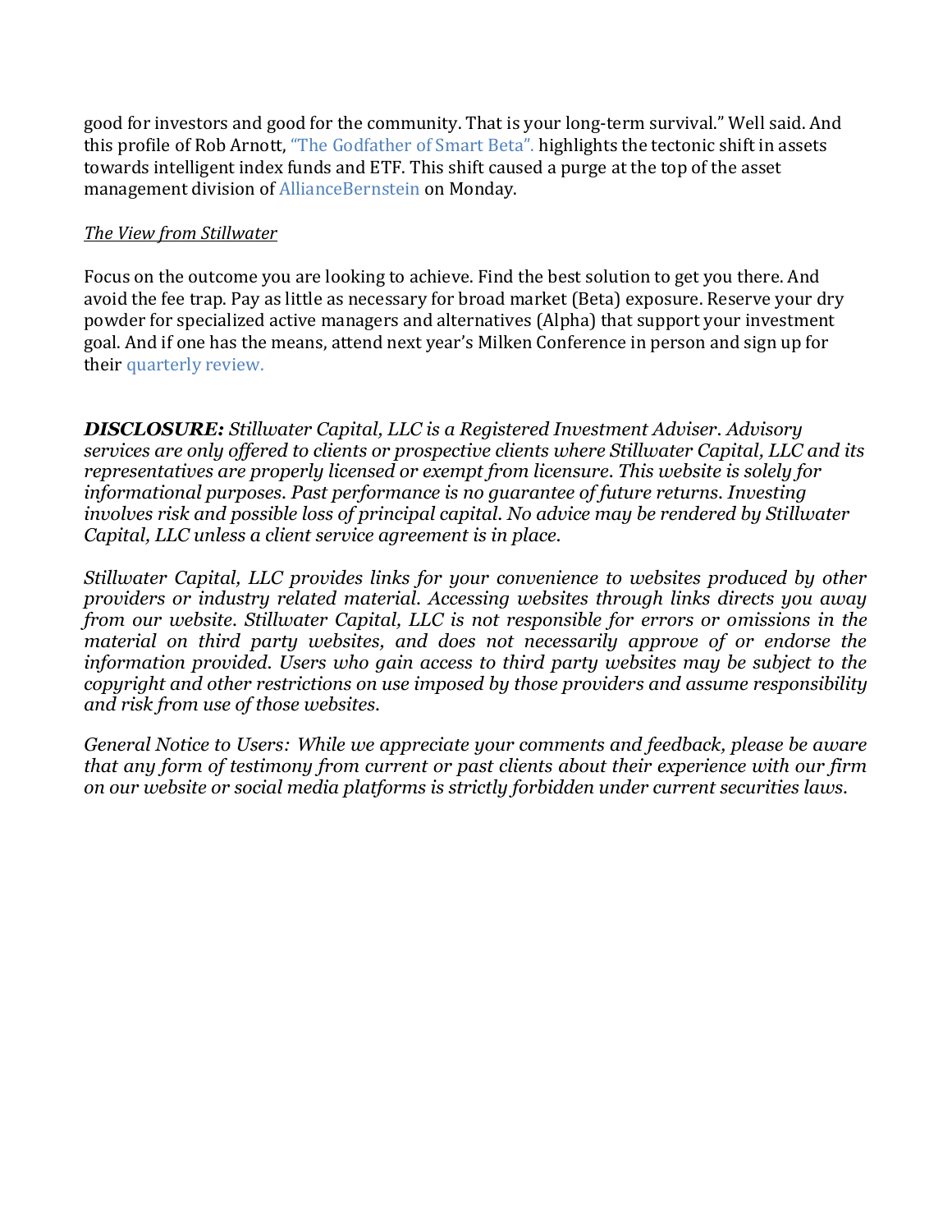good for investors and good for the community. That is your long-term survival." Well said. And this profile of Rob Arnott, "The Godfather of Smart Beta". highlights the tectonic shift in assets towards intelligent index funds and ETF. This shift caused a purge at the top of the asset management division of AllianceBernstein on Monday.

*The View from Stillwater*

Focus on the outcome you are looking to achieve. Find the best solution to get you there. And avoid the fee trap. Pay as little as necessary for broad market (Beta) exposure. Reserve your dry powder for specialized active managers and alternatives (Alpha) that support your investment goal. And if one has the means, attend next year's Milken Conference in person and sign up for their quarterly review.

***DISCLOSURE:*** *Stillwater Capital, LLC is a Registered Investment Adviser. Advisory services are only offered to clients or prospective clients where Stillwater Capital, LLC and its representatives are properly licensed or exempt from licensure. This website is solely for informational purposes. Past performance is no guarantee of future returns. Investing involves risk and possible loss of principal capital. No advice may be rendered by Stillwater Capital, LLC unless a client service agreement is in place.*

*Stillwater Capital, LLC provides links for your convenience to websites produced by other providers or industry related material. Accessing websites through links directs you away from our website. Stillwater Capital, LLC is not responsible for errors or omissions in the material on third party websites, and does not necessarily approve of or endorse the information provided. Users who gain access to third party websites may be subject to the copyright and other restrictions on use imposed by those providers and assume responsibility and risk from use of those websites.*

*General Notice to Users: While we appreciate your comments and feedback, please be aware that any form of testimony from current or past clients about their experience with our firm on our website or social media platforms is strictly forbidden under current securities laws.*